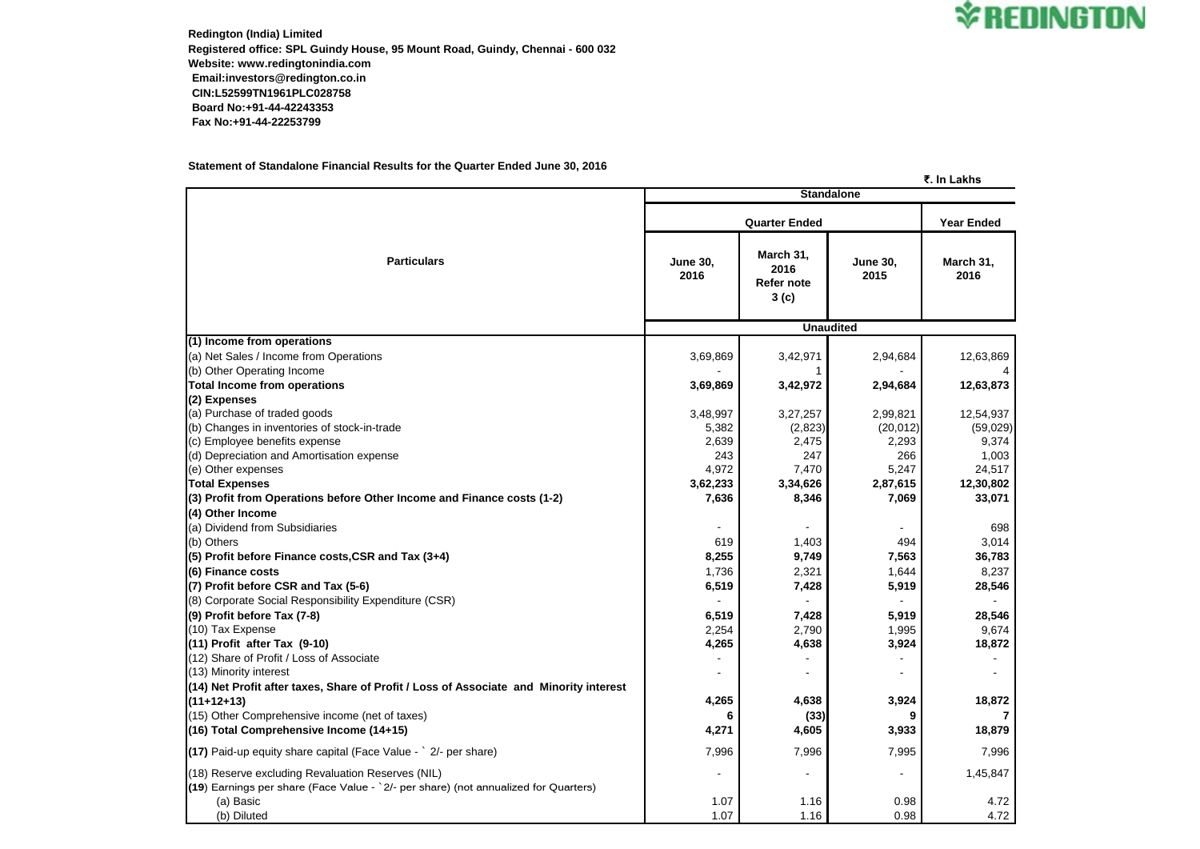**Redington (India) Limited**
**Registered office: SPL Guindy House, 95 Mount Road, Guindy, Chennai - 600 032**
**Website: www.redingtonindia.com**
**Email:investors@redington.co.in**
**CIN:L52599TN1961PLC028758**
**Board No:+91-44-42243353**
**Fax No:+91-44-22253799**

**Statement of Standalone Financial Results for the Quarter Ended June 30, 2016**

₹. In Lakhs

| Particulars | Standalone | | | |
|---|---|---|---|---|
| | Quarter Ended | | | Year Ended |
| | June 30, 2016 | March 31, 2016 Refer note 3 (c) | June 30, 2015 | March 31, 2016 |
| | Unaudited | | | |
| **(1) Income from operations** | | | | |
| (a) Net Sales / Income from Operations | 3,69,869 | 3,42,971 | 2,94,684 | 12,63,869 |
| (b) Other Operating Income | - | 1 | - | 4 |
| **Total Income from operations** | **3,69,869** | **3,42,972** | **2,94,684** | **12,63,873** |
| **(2) Expenses** | | | | |
| (a) Purchase of traded goods | 3,48,997 | 3,27,257 | 2,99,821 | 12,54,937 |
| (b) Changes in inventories of stock-in-trade | 5,382 | (2,823) | (20,012) | (59,029) |
| (c) Employee benefits expense | 2,639 | 2,475 | 2,293 | 9,374 |
| (d) Depreciation and Amortisation expense | 243 | 247 | 266 | 1,003 |
| (e) Other expenses | 4,972 | 7,470 | 5,247 | 24,517 |
| **Total Expenses** | **3,62,233** | **3,34,626** | **2,87,615** | **12,30,802** |
| **(3) Profit from Operations before Other Income and Finance costs (1-2)** | **7,636** | **8,346** | **7,069** | **33,071** |
| **(4) Other Income** | | | | |
| (a) Dividend from Subsidiaries | - | - | - | 698 |
| (b) Others | 619 | 1,403 | 494 | 3,014 |
| **(5) Profit before Finance costs,CSR and Tax (3+4)** | **8,255** | **9,749** | **7,563** | **36,783** |
| **(6) Finance costs** | 1,736 | 2,321 | 1,644 | 8,237 |
| **(7) Profit before CSR and Tax (5-6)** | **6,519** | **7,428** | **5,919** | **28,546** |
| (8) Corporate Social Responsibility Expenditure (CSR) | - | - | - | - |
| **(9) Profit before Tax (7-8)** | **6,519** | **7,428** | **5,919** | **28,546** |
| (10) Tax Expense | 2,254 | 2,790 | 1,995 | 9,674 |
| **(11) Profit after Tax (9-10)** | **4,265** | **4,638** | **3,924** | **18,872** |
| (12) Share of Profit / Loss of Associate | - | - | - | - |
| (13) Minority interest | - | - | - | - |
| **(14) Net Profit after taxes, Share of Profit / Loss of Associate and Minority interest (11+12+13)** | **4,265** | **4,638** | **3,924** | **18,872** |
| (15) Other Comprehensive income (net of taxes) | **6** | **(33)** | **9** | **7** |
| **(16) Total Comprehensive Income (14+15)** | **4,271** | **4,605** | **3,933** | **18,879** |
| **(17)** Paid-up equity share capital (Face Value - ` 2/- per share) | 7,996 | 7,996 | 7,995 | 7,996 |
| (18) Reserve excluding Revaluation Reserves (NIL) | - | - | - | 1,45,847 |
| **(19)** Earnings per share (Face Value - `2/- per share) (not annualized for Quarters) | | | | |
| (a) Basic | 1.07 | 1.16 | 0.98 | 4.72 |
| (b) Diluted | 1.07 | 1.16 | 0.98 | 4.72 |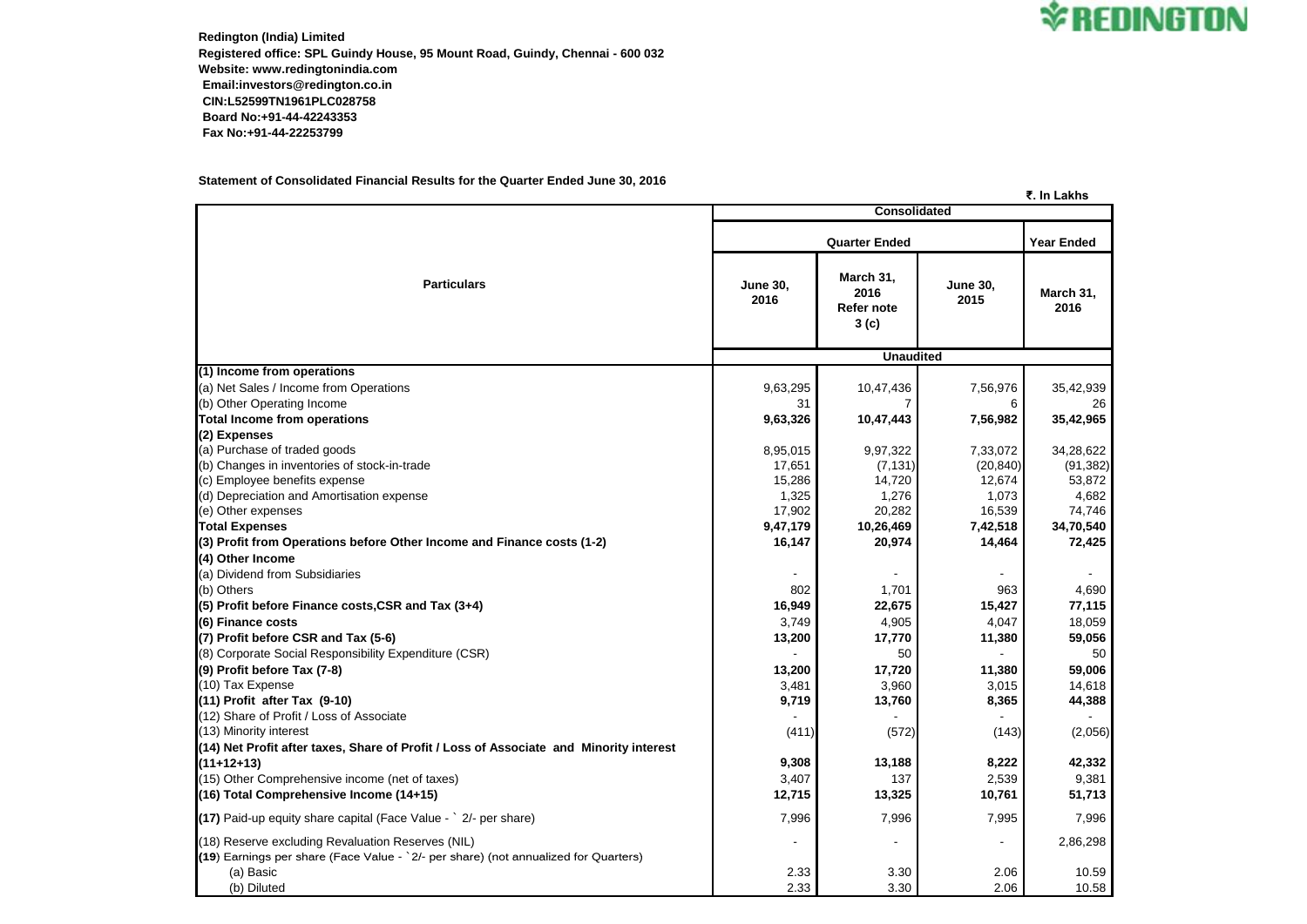**Redington (India) Limited**
**Registered office: SPL Guindy House, 95 Mount Road, Guindy, Chennai - 600 032**
**Website: www.redingtonindia.com**
**Email:investors@redington.co.in**
**CIN:L52599TN1961PLC028758**
**Board No:+91-44-42243353**
**Fax No:+91-44-22253799**

**Statement of Consolidated Financial Results for the Quarter Ended June 30, 2016**

₹. In Lakhs

| Particulars | Consolidated | | | |
|---|---|---|---|---|
| | Quarter Ended | | | Year Ended |
| | June 30, 2016 | March 31, 2016 Refer note 3 (c) | June 30, 2015 | March 31, 2016 |
| | Unaudited | | | |
| **(1) Income from operations** | | | | |
| (a) Net Sales / Income from Operations | 9,63,295 | 10,47,436 | 7,56,976 | 35,42,939 |
| (b) Other Operating Income | 31 | 7 | 6 | 26 |
| **Total Income from operations** | **9,63,326** | **10,47,443** | **7,56,982** | **35,42,965** |
| **(2) Expenses** | | | | |
| (a) Purchase of traded goods | 8,95,015 | 9,97,322 | 7,33,072 | 34,28,622 |
| (b) Changes in inventories of stock-in-trade | 17,651 | (7,131) | (20,840) | (91,382) |
| (c) Employee benefits expense | 15,286 | 14,720 | 12,674 | 53,872 |
| (d) Depreciation and Amortisation expense | 1,325 | 1,276 | 1,073 | 4,682 |
| (e) Other expenses | 17,902 | 20,282 | 16,539 | 74,746 |
| **Total Expenses** | **9,47,179** | **10,26,469** | **7,42,518** | **34,70,540** |
| **(3) Profit from Operations before Other Income and Finance costs (1-2)** | **16,147** | **20,974** | **14,464** | **72,425** |
| **(4) Other Income** | | | | |
| (a) Dividend from Subsidiaries | - | - | - | - |
| (b) Others | 802 | 1,701 | 963 | 4,690 |
| **(5) Profit before Finance costs,CSR and Tax (3+4)** | **16,949** | **22,675** | **15,427** | **77,115** |
| **(6) Finance costs** | 3,749 | 4,905 | 4,047 | 18,059 |
| **(7) Profit before CSR and Tax (5-6)** | **13,200** | **17,770** | **11,380** | **59,056** |
| (8) Corporate Social Responsibility Expenditure (CSR) | - | 50 | - | 50 |
| **(9) Profit before Tax (7-8)** | **13,200** | **17,720** | **11,380** | **59,006** |
| (10) Tax Expense | 3,481 | 3,960 | 3,015 | 14,618 |
| **(11) Profit after Tax (9-10)** | **9,719** | **13,760** | **8,365** | **44,388** |
| (12) Share of Profit / Loss of Associate | - | - | - | - |
| (13) Minority interest | (411) | (572) | (143) | (2,056) |
| **(14) Net Profit after taxes, Share of Profit / Loss of Associate and Minority interest (11+12+13)** | **9,308** | **13,188** | **8,222** | **42,332** |
| (15) Other Comprehensive income (net of taxes) | 3,407 | 137 | 2,539 | 9,381 |
| **(16) Total Comprehensive Income (14+15)** | **12,715** | **13,325** | **10,761** | **51,713** |
| **(17)** Paid-up equity share capital (Face Value - ` 2/- per share) | 7,996 | 7,996 | 7,995 | 7,996 |
| (18) Reserve excluding Revaluation Reserves (NIL) | - | - | - | 2,86,298 |
| **(19)** Earnings per share (Face Value - `2/- per share) (not annualized for Quarters) | | | | |
| (a) Basic | 2.33 | 3.30 | 2.06 | 10.59 |
| (b) Diluted | 2.33 | 3.30 | 2.06 | 10.58 |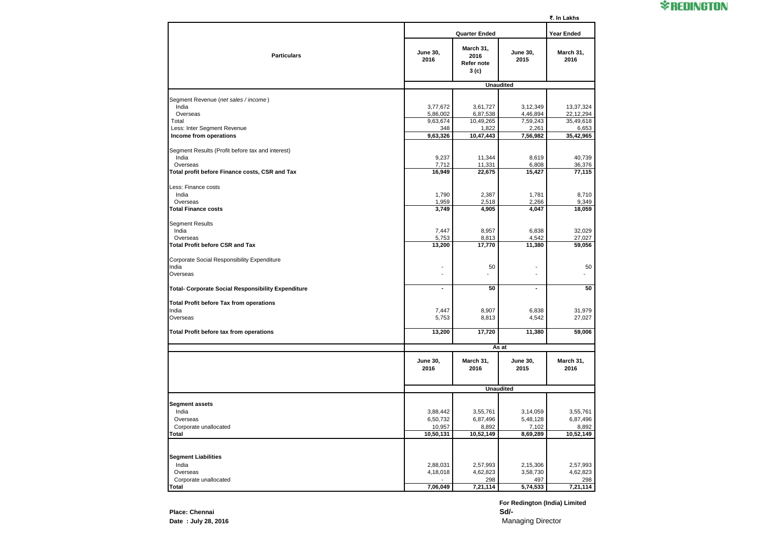₹. In Lakhs

| Particulars | Quarter Ended | | | Year Ended |
|---|---|---|---|---|
| | June 30, 2016 | March 31, 2016 Refer note 3 (c) | June 30, 2015 | March 31, 2016 |
| | Unaudited | | | |
| Segment Revenue (*net sales / income*) | | | | |
| India | 3,77,672 | 3,61,727 | 3,12,349 | 13,37,324 |
| Overseas | 5,86,002 | 6,87,538 | 4,46,894 | 22,12,294 |
| Total | 9,63,674 | 10,49,265 | 7,59,243 | 35,49,618 |
| Less: Inter Segment Revenue | 348 | 1,822 | 2,261 | 6,653 |
| **Income from operations** | **9,63,326** | **10,47,443** | **7,56,982** | **35,42,965** |
| Segment Results (Profit before tax and interest) | | | | |
| India | 9,237 | 11,344 | 8,619 | 40,739 |
| Overseas | 7,712 | 11,331 | 6,808 | 36,376 |
| **Total profit before Finance costs, CSR and Tax** | **16,949** | **22,675** | **15,427** | **77,115** |
| Less: Finance costs | | | | |
| India | 1,790 | 2,387 | 1,781 | 8,710 |
| Overseas | 1,959 | 2,518 | 2,266 | 9,349 |
| **Total Finance costs** | **3,749** | **4,905** | **4,047** | **18,059** |
| Segment Results | | | | |
| India | 7,447 | 8,957 | 6,838 | 32,029 |
| Overseas | 5,753 | 8,813 | 4,542 | 27,027 |
| **Total Profit before CSR and Tax** | **13,200** | **17,770** | **11,380** | **59,056** |
| Corporate Social Responsibility Expenditure | | | | |
| India | - | 50 | - | 50 |
| Overseas | - | - | - | - |
| **Total- Corporate Social Responsibility Expenditure** | **-** | **50** | **-** | **50** |
| **Total Profit before Tax from operations** | | | | |
| India | 7,447 | 8,907 | 6,838 | 31,979 |
| Overseas | 5,753 | 8,813 | 4,542 | 27,027 |
| **Total Profit before tax from operations** | **13,200** | **17,720** | **11,380** | **59,006** |

| | As at | | | |
|---|---|---|---|---|
| | June 30, 2016 | March 31, 2016 | June 30, 2015 | March 31, 2016 |
| | Unaudited | | | |
| **Segment assets** | | | | |
| India | 3,88,442 | 3,55,761 | 3,14,059 | 3,55,761 |
| Overseas | 6,50,732 | 6,87,496 | 5,48,128 | 6,87,496 |
| Corporate unallocated | 10,957 | 8,892 | 7,102 | 8,892 |
| **Total** | **10,50,131** | **10,52,149** | **8,69,289** | **10,52,149** |
| **Segment Liabilities** | | | | |
| India | 2,88,031 | 2,57,993 | 2,15,306 | 2,57,993 |
| Overseas | 4,18,018 | 4,62,823 | 3,58,730 | 4,62,823 |
| Corporate unallocated | - | 298 | 497 | 298 |
| **Total** | **7,06,049** | **7,21,114** | **5,74,533** | **7,21,114** |

**Place: Chennai**
**Date : July 28, 2016**

**For Redington (India) Limited**
**Sd/-**
Managing Director